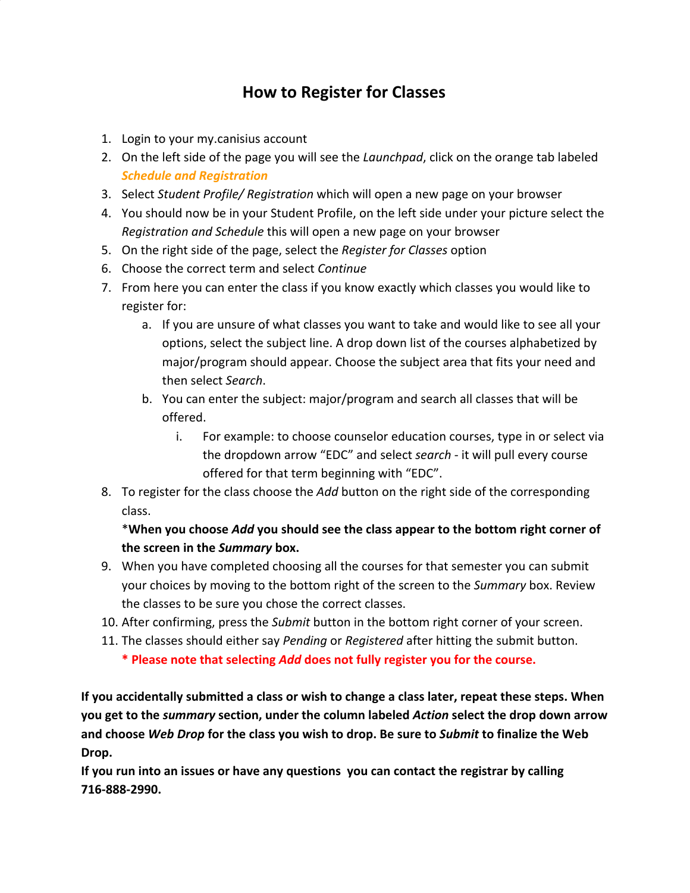# How to Register for Classes

1. Login to your my.canisius account
2. On the left side of the page you will see the *Launchpad*, click on the orange tab labeled ***Schedule and Registration***
3. Select *Student Profile/ Registration* which will open a new page on your browser
4. You should now be in your Student Profile, on the left side under your picture select the *Registration and Schedule* this will open a new page on your browser
5. On the right side of the page, select the *Register for Classes* option
6. Choose the correct term and select *Continue*
7. From here you can enter the class if you know exactly which classes you would like to register for:
   a. If you are unsure of what classes you want to take and would like to see all your options, select the subject line. A drop down list of the courses alphabetized by major/program should appear. Choose the subject area that fits your need and then select *Search*.
   b. You can enter the subject: major/program and search all classes that will be offered.
      i. For example: to choose counselor education courses, type in or select via the dropdown arrow "EDC" and select *search* - it will pull every course offered for that term beginning with "EDC".
8. To register for the class choose the *Add* button on the right side of the corresponding class.

   *__When you choose *Add* you should see the class appear to the bottom right corner of the screen in the *Summary* box.__
9. When you have completed choosing all the courses for that semester you can submit your choices by moving to the bottom right of the screen to the *Summary* box. Review the classes to be sure you chose the correct classes.
10. After confirming, press the *Submit* button in the bottom right corner of your screen.
11. The classes should either say *Pending* or *Registered* after hitting the submit button.

    **\* Please note that selecting *Add* does not fully register you for the course.**

**If you accidentally submitted a class or wish to change a class later, repeat these steps. When you get to the *summary* section, under the column labeled *Action* select the drop down arrow and choose *Web Drop* for the class you wish to drop. Be sure to *Submit* to finalize the Web Drop.**

**If you run into an issues or have any questions you can contact the registrar by calling 716-888-2990.**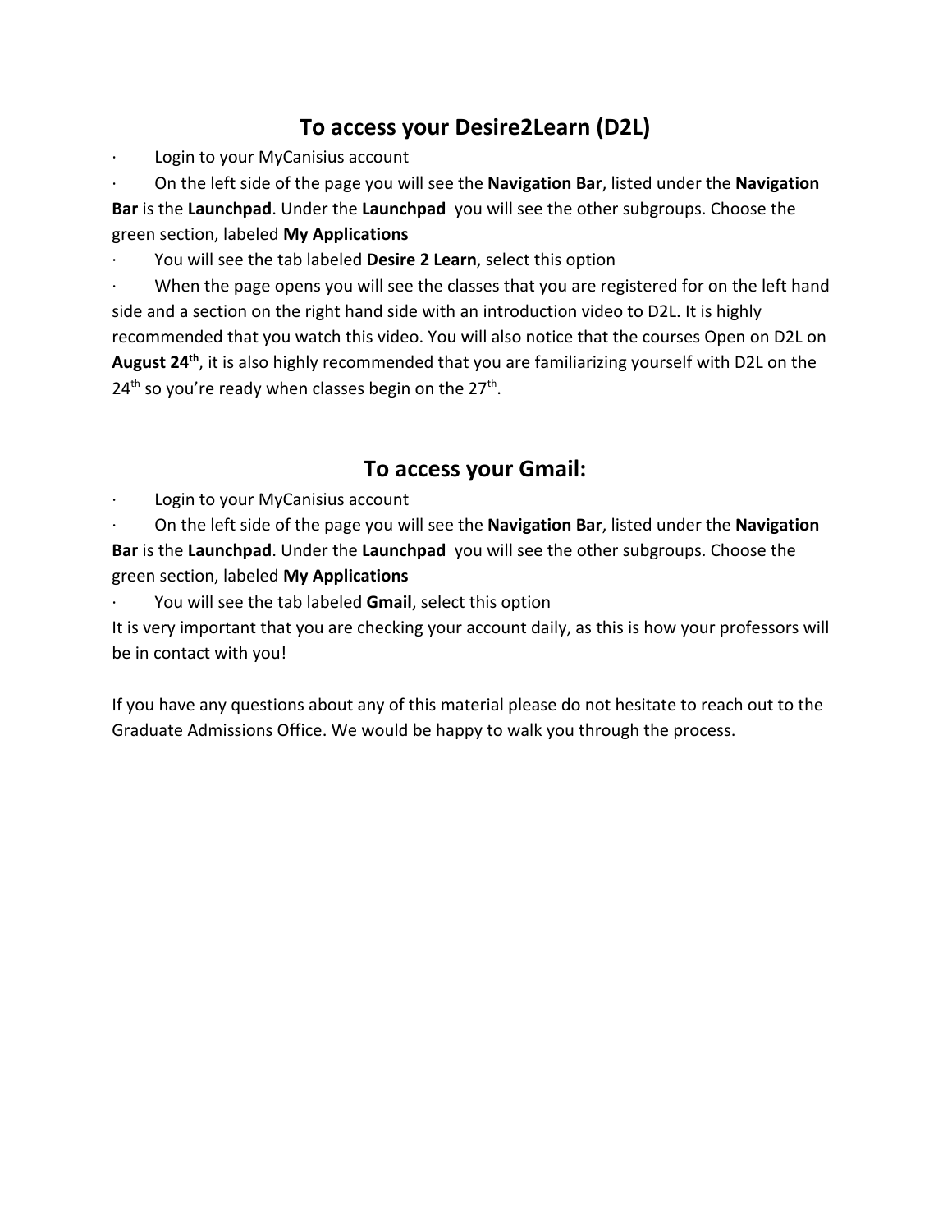## To access your Desire2Learn (D2L)

- Login to your MyCanisius account
- On the left side of the page you will see the **Navigation Bar**, listed under the **Navigation Bar** is the **Launchpad**. Under the **Launchpad** you will see the other subgroups. Choose the green section, labeled **My Applications**
- You will see the tab labeled **Desire 2 Learn**, select this option
- When the page opens you will see the classes that you are registered for on the left hand side and a section on the right hand side with an introduction video to D2L. It is highly recommended that you watch this video. You will also notice that the courses Open on D2L on **August 24th**, it is also highly recommended that you are familiarizing yourself with D2L on the 24th so you're ready when classes begin on the 27th.

## To access your Gmail:

- Login to your MyCanisius account
- On the left side of the page you will see the **Navigation Bar**, listed under the **Navigation Bar** is the **Launchpad**. Under the **Launchpad** you will see the other subgroups. Choose the green section, labeled **My Applications**
- You will see the tab labeled **Gmail**, select this option

It is very important that you are checking your account daily, as this is how your professors will be in contact with you!

If you have any questions about any of this material please do not hesitate to reach out to the Graduate Admissions Office. We would be happy to walk you through the process.